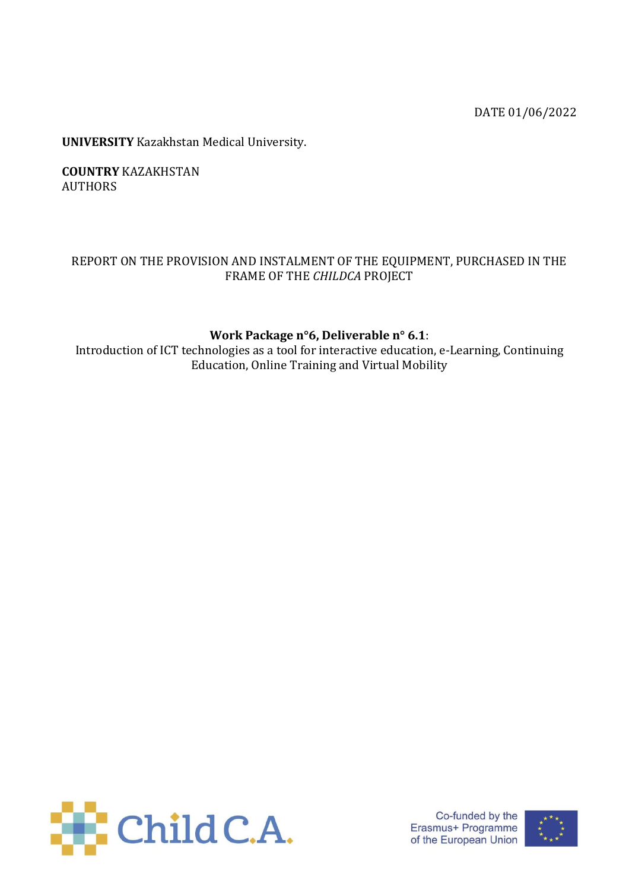DATE 01/06/2022

**UNIVERSITY** Kazakhstan Medical University.

**COUNTRY** KAZAKHSTAN
AUTHORS

REPORT ON THE PROVISION AND INSTALMENT OF THE EQUIPMENT, PURCHASED IN THE FRAME OF THE *CHILDCA* PROJECT

**Work Package n°6, Deliverable n° 6.1**:
Introduction of ICT technologies as a tool for interactive education, e-Learning, Continuing Education, Online Training and Virtual Mobility

Child C.A.

Co-funded by the Erasmus+ Programme of the European Union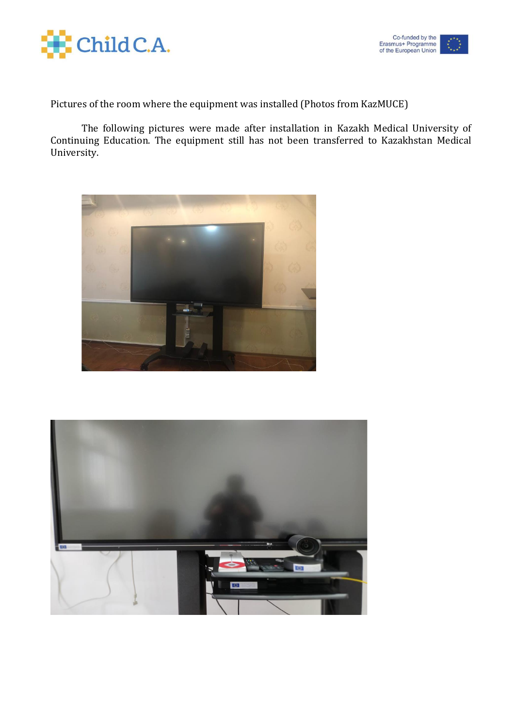Pictures of the room where the equipment was installed (Photos from KazMUCE)

The following pictures were made after installation in Kazakh Medical University of Continuing Education. The equipment still has not been transferred to Kazakhstan Medical University.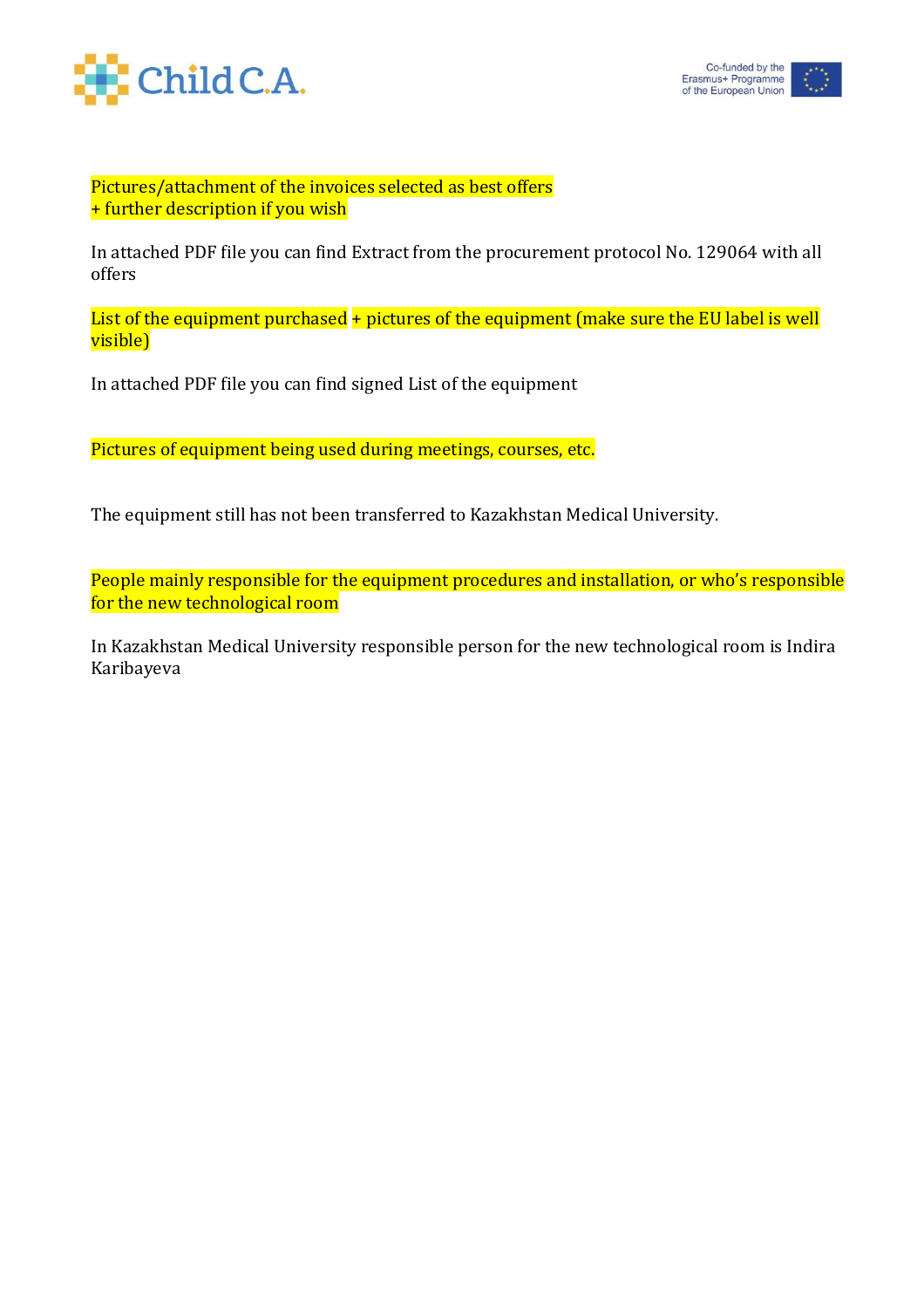Pictures/attachment of the invoices selected as best offers
+ further description if you wish

In attached PDF file you can find Extract from the procurement protocol No. 129064 with all offers

List of the equipment purchased + pictures of the equipment (make sure the EU label is well visible)

In attached PDF file you can find signed List of the equipment

Pictures of equipment being used during meetings, courses, etc.

The equipment still has not been transferred to Kazakhstan Medical University.

People mainly responsible for the equipment procedures and installation, or who's responsible for the new technological room

In Kazakhstan Medical University responsible person for the new technological room is Indira Karibayeva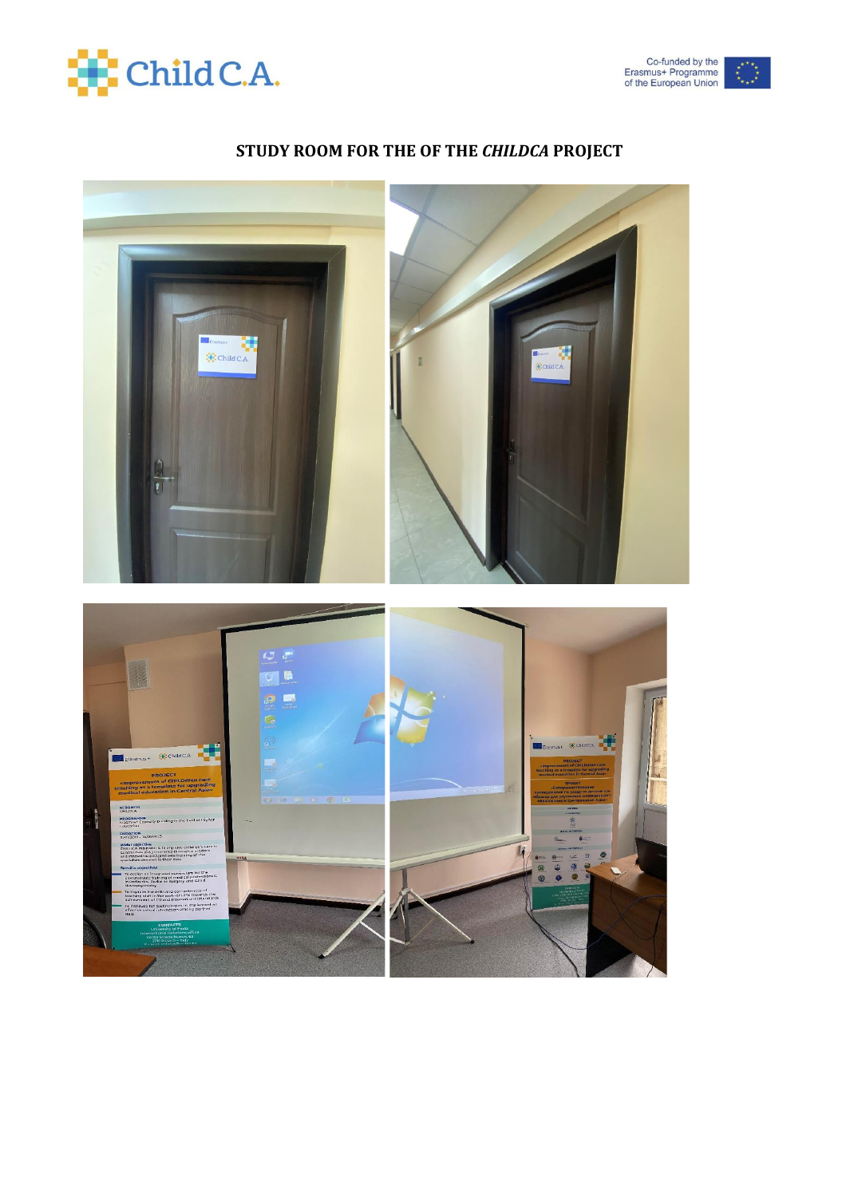## STUDY ROOM FOR THE OF THE *CHILDCA* PROJECT